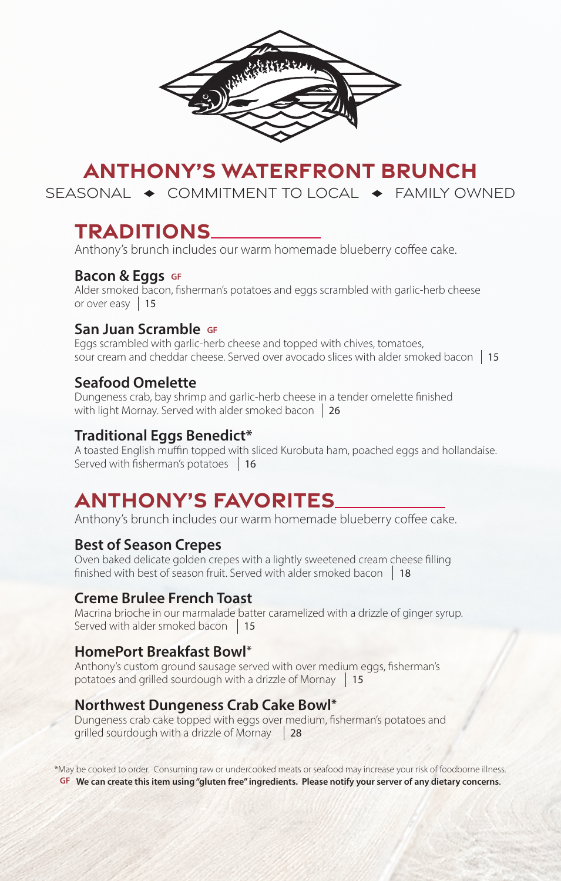# ANTHONY'S WATERFRONT BRUNCH

SEASONAL ◆ COMMITMENT TO LOCAL ◆ FAMILY OWNED

## TRADITIONS

Anthony's brunch includes our warm homemade blueberry coffee cake.

### Bacon & Eggs GF

Alder smoked bacon, fisherman's potatoes and eggs scrambled with garlic-herb cheese or over easy | 15

### San Juan Scramble GF

Eggs scrambled with garlic-herb cheese and topped with chives, tomatoes, sour cream and cheddar cheese. Served over avocado slices with alder smoked bacon | 15

### Seafood Omelette

Dungeness crab, bay shrimp and garlic-herb cheese in a tender omelette finished with light Mornay. Served with alder smoked bacon | 26

### Traditional Eggs Benedict*

A toasted English muffin topped with sliced Kurobuta ham, poached eggs and hollandaise. Served with fisherman's potatoes | 16

## ANTHONY'S FAVORITES

Anthony's brunch includes our warm homemade blueberry coffee cake.

### Best of Season Crepes

Oven baked delicate golden crepes with a lightly sweetened cream cheese filling finished with best of season fruit. Served with alder smoked bacon | 18

### Creme Brulee French Toast

Macrina brioche in our marmalade batter caramelized with a drizzle of ginger syrup. Served with alder smoked bacon | 15

### HomePort Breakfast Bowl*

Anthony's custom ground sausage served with over medium eggs, fisherman's potatoes and grilled sourdough with a drizzle of Mornay | 15

### Northwest Dungeness Crab Cake Bowl*

Dungeness crab cake topped with eggs over medium, fisherman's potatoes and grilled sourdough with a drizzle of Mornay | 28

*May be cooked to order. Consuming raw or undercooked meats or seafood may increase your risk of foodborne illness.

**GF We can create this item using "gluten free" ingredients. Please notify your server of any dietary concerns.**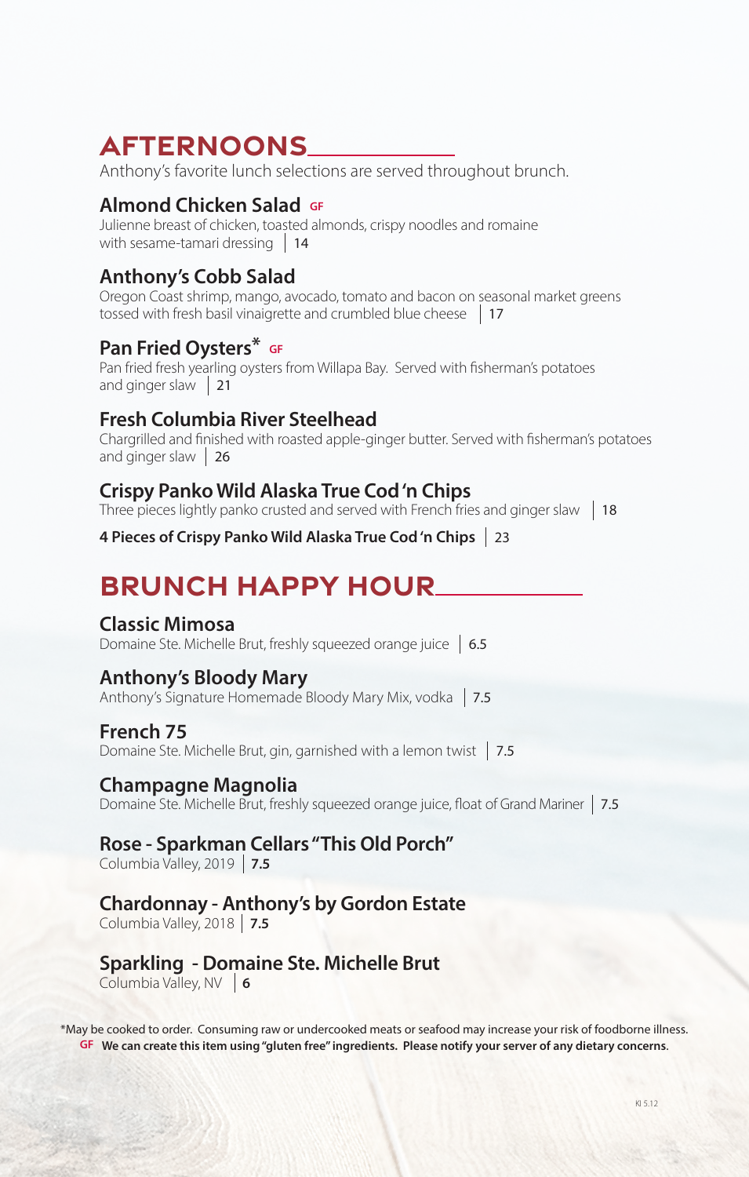## AFTERNOONS

Anthony's favorite lunch selections are served throughout brunch.

### Almond Chicken Salad GF

Julienne breast of chicken, toasted almonds, crispy noodles and romaine with sesame-tamari dressing | 14

### Anthony's Cobb Salad

Oregon Coast shrimp, mango, avocado, tomato and bacon on seasonal market greens tossed with fresh basil vinaigrette and crumbled blue cheese | 17

### Pan Fried Oysters* GF

Pan fried fresh yearling oysters from Willapa Bay. Served with fisherman's potatoes and ginger slaw | 21

### Fresh Columbia River Steelhead

Chargrilled and finished with roasted apple-ginger butter. Served with fisherman's potatoes and ginger slaw | 26

### Crispy Panko Wild Alaska True Cod 'n Chips

Three pieces lightly panko crusted and served with French fries and ginger slaw | 18

**4 Pieces of Crispy Panko Wild Alaska True Cod 'n Chips** | 23

## BRUNCH HAPPY HOUR

### Classic Mimosa

Domaine Ste. Michelle Brut, freshly squeezed orange juice | 6.5

### Anthony's Bloody Mary

Anthony's Signature Homemade Bloody Mary Mix, vodka | 7.5

### French 75

Domaine Ste. Michelle Brut, gin, garnished with a lemon twist | 7.5

### Champagne Magnolia

Domaine Ste. Michelle Brut, freshly squeezed orange juice, float of Grand Mariner | 7.5

### Rose - Sparkman Cellars "This Old Porch"

Columbia Valley, 2019 | **7.5**

### Chardonnay - Anthony's by Gordon Estate

Columbia Valley, 2018 | **7.5**

### Sparkling - Domaine Ste. Michelle Brut

Columbia Valley, NV | **6**

*May be cooked to order. Consuming raw or undercooked meats or seafood may increase your risk of foodborne illness.

GF **We can create this item using "gluten free" ingredients. Please notify your server of any dietary concerns.**

KI 5.12